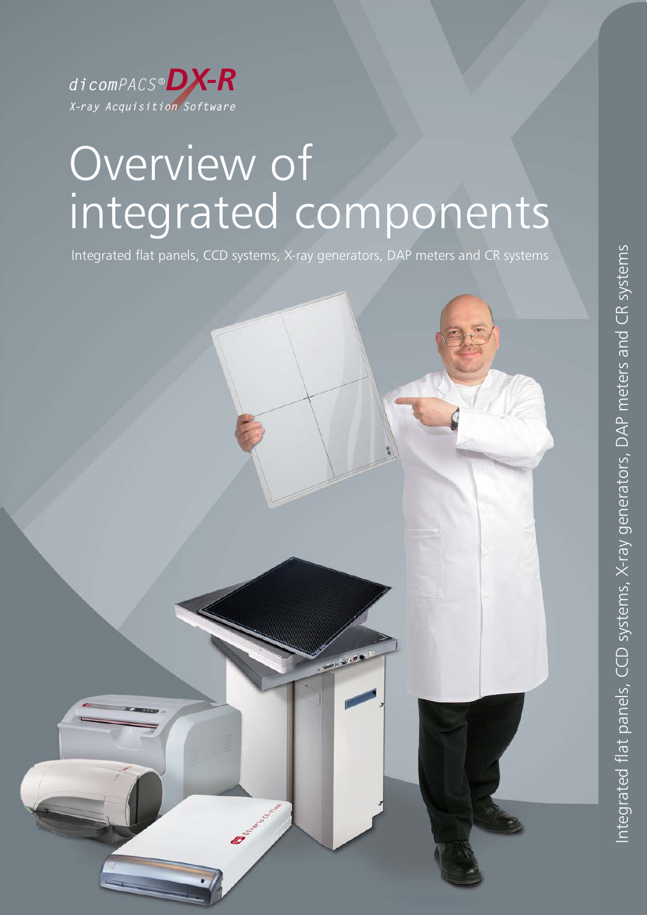dicomPACS® DX-R

*X-ray Acquisition Software*

# Overview of integrated components

Integrated flat panels, CCD systems, X-ray generators, DAP meters and CR systems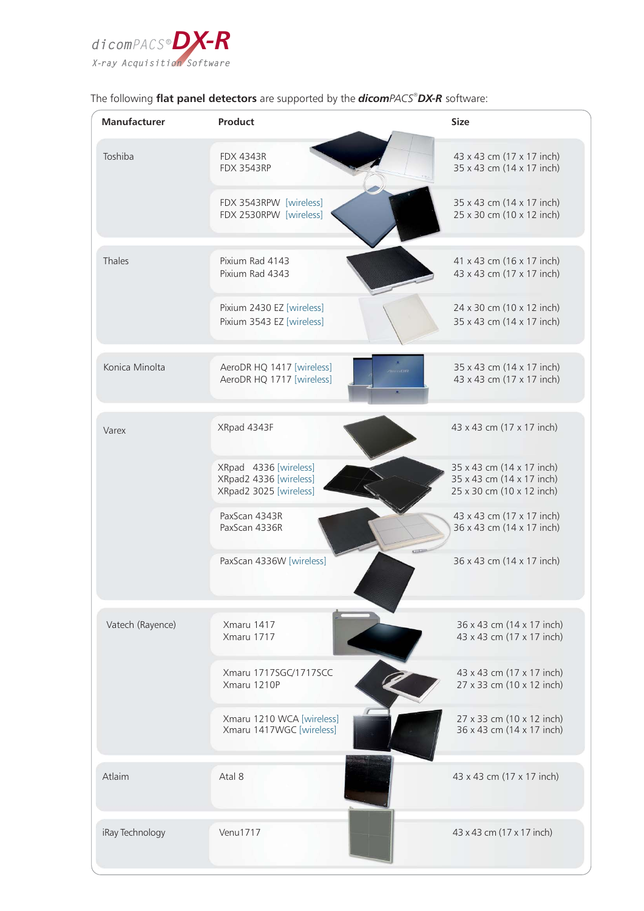dicomPACS® DX-R
X-ray Acquisition Software

The following **flat panel detectors** are supported by the ***dicom**PACS®* ***DX-R*** software:

| Manufacturer | Product | Size |
|---|---|---|
| Toshiba | FDX 4343R<br>FDX 3543RP | 43 x 43 cm (17 x 17 inch)<br>35 x 43 cm (14 x 17 inch) |
| | FDX 3543RPW [wireless]<br>FDX 2530RPW [wireless] | 35 x 43 cm (14 x 17 inch)<br>25 x 30 cm (10 x 12 inch) |
| Thales | Pixium Rad 4143<br>Pixium Rad 4343 | 41 x 43 cm (16 x 17 inch)<br>43 x 43 cm (17 x 17 inch) |
| | Pixium 2430 EZ [wireless]<br>Pixium 3543 EZ [wireless] | 24 x 30 cm (10 x 12 inch)<br>35 x 43 cm (14 x 17 inch) |
| Konica Minolta | AeroDR HQ 1417 [wireless]<br>AeroDR HQ 1717 [wireless] | 35 x 43 cm (14 x 17 inch)<br>43 x 43 cm (17 x 17 inch) |
| Varex | XRpad 4343F | 43 x 43 cm (17 x 17 inch) |
| | XRpad 4336 [wireless]<br>XRpad2 4336 [wireless]<br>XRpad2 3025 [wireless] | 35 x 43 cm (14 x 17 inch)<br>35 x 43 cm (14 x 17 inch)<br>25 x 30 cm (10 x 12 inch) |
| | PaxScan 4343R<br>PaxScan 4336R | 43 x 43 cm (17 x 17 inch)<br>36 x 43 cm (14 x 17 inch) |
| | PaxScan 4336W [wireless] | 36 x 43 cm (14 x 17 inch) |
| Vatech (Rayence) | Xmaru 1417<br>Xmaru 1717 | 36 x 43 cm (14 x 17 inch)<br>43 x 43 cm (17 x 17 inch) |
| | Xmaru 1717SGC/1717SCC<br>Xmaru 1210P | 43 x 43 cm (17 x 17 inch)<br>27 x 33 cm (10 x 12 inch) |
| | Xmaru 1210 WCA [wireless]<br>Xmaru 1417WGC [wireless] | 27 x 33 cm (10 x 12 inch)<br>36 x 43 cm (14 x 17 inch) |
| Atlaim | Atal 8 | 43 x 43 cm (17 x 17 inch) |
| iRay Technology | Venu1717 | 43 x 43 cm (17 x 17 inch) |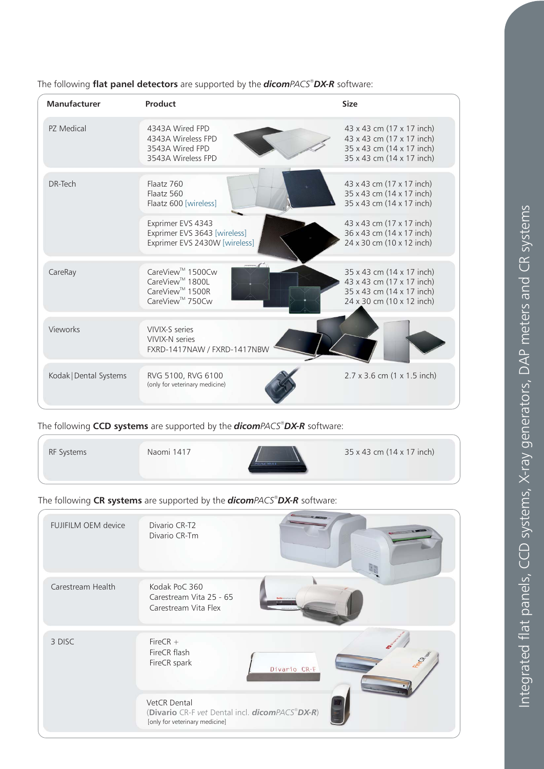The following **flat panel detectors** are supported by the ***dicom**PACS® **DX-R*** software:

| Manufacturer | Product | Size |
| --- | --- | --- |
| PZ Medical | 4343A Wired FPD<br>4343A Wireless FPD<br>3543A Wired FPD<br>3543A Wireless FPD | 43 x 43 cm (17 x 17 inch)<br>43 x 43 cm (17 x 17 inch)<br>35 x 43 cm (14 x 17 inch)<br>35 x 43 cm (14 x 17 inch) |
| DR-Tech | Flaatz 760<br>Flaatz 560<br>Flaatz 600 [wireless] | 43 x 43 cm (17 x 17 inch)<br>35 x 43 cm (14 x 17 inch)<br>35 x 43 cm (14 x 17 inch) |
| | Exprimer EVS 4343<br>Exprimer EVS 3643 [wireless]<br>Exprimer EVS 2430W [wireless] | 43 x 43 cm (17 x 17 inch)<br>36 x 43 cm (14 x 17 inch)<br>24 x 30 cm (10 x 12 inch) |
| CareRay | CareView™ 1500Cw<br>CareView™ 1800L<br>CareView™ 1500R<br>CareView™ 750Cw | 35 x 43 cm (14 x 17 inch)<br>43 x 43 cm (17 x 17 inch)<br>35 x 43 cm (14 x 17 inch)<br>24 x 30 cm (10 x 12 inch) |
| Vieworks | VIVIX-S series<br>VIVIX-N series<br>FXRD-1417NAW / FXRD-1417NBW | |
| Kodak\|Dental Systems | RVG 5100, RVG 6100<br>(only for veterinary medicine) | 2.7 x 3.6 cm (1 x 1.5 inch) |

The following **CCD systems** are supported by the ***dicom**PACS® **DX-R*** software:

| Manufacturer | Product | Size |
| --- | --- | --- |
| RF Systems | Naomi 1417 | 35 x 43 cm (14 x 17 inch) |

The following **CR systems** are supported by the ***dicom**PACS® **DX-R*** software:

| Manufacturer | Product |
| --- | --- |
| FUJIFILM OEM device | Divario CR-T2<br>Divario CR-Tm |
| Carestream Health | Kodak PoC 360<br>Carestream Vita 25 - 65<br>Carestream Vita Flex |
| 3 DISC | FireCR +<br>FireCR flash<br>FireCR spark |
| | VetCR Dental<br>(**Divario** CR-F *vet* Dental incl. ***dicom**PACS® **DX-R***)<br>[only for veterinary medicine] |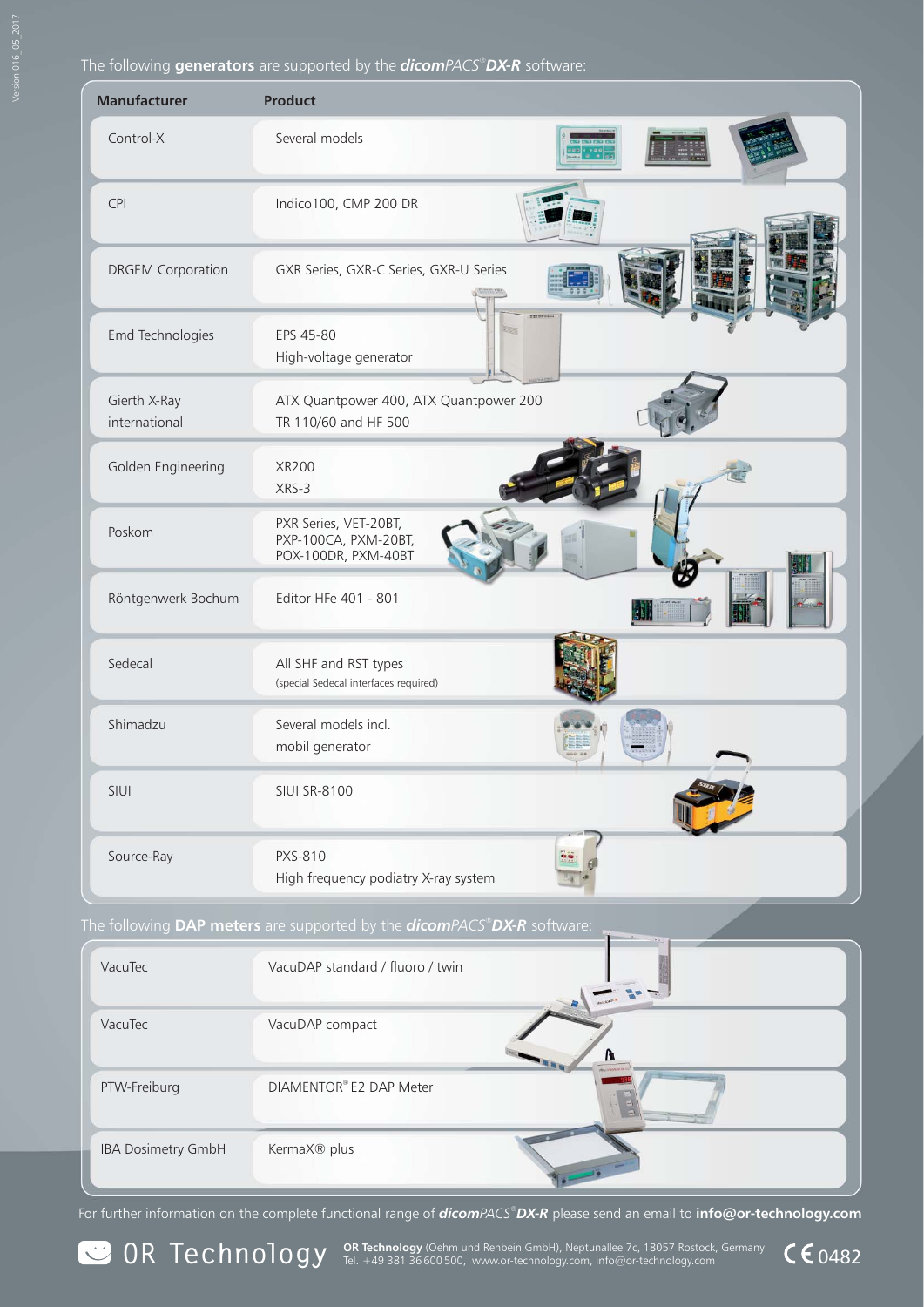The following **generators** are supported by the ***dicom**PACS®**DX-R*** software:

| Manufacturer | Product |
|---|---|
| Control-X | Several models |
| CPI | Indico100, CMP 200 DR |
| DRGEM Corporation | GXR Series, GXR-C Series, GXR-U Series |
| Emd Technologies | EPS 45-80<br>High-voltage generator |
| Gierth X-Ray international | ATX Quantpower 400, ATX Quantpower 200<br>TR 110/60 and HF 500 |
| Golden Engineering | XR200<br>XRS-3 |
| Poskom | PXR Series, VET-20BT,<br>PXP-100CA, PXM-20BT,<br>POX-100DR, PXM-40BT |
| Röntgenwerk Bochum | Editor HFe 401 - 801 |
| Sedecal | All SHF and RST types<br>(special Sedecal interfaces required) |
| Shimadzu | Several models incl.<br>mobil generator |
| SIUI | SIUI SR-8100 |
| Source-Ray | PXS-810<br>High frequency podiatry X-ray system |

The following **DAP meters** are supported by the ***dicom**PACS®**DX-R*** software:

| | |
|---|---|
| VacuTec | VacuDAP standard / fluoro / twin |
| VacuTec | VacuDAP compact |
| PTW-Freiburg | DIAMENTOR® E2 DAP Meter |
| IBA Dosimetry GmbH | KermaX® plus |

For further information on the complete functional range of ***dicom**PACS®**DX-R*** please send an email to **info@or-technology.com**

OR Technology **OR Technology** (Oehm und Rehbein GmbH), Neptunallee 7c, 18057 Rostock, Germany
Tel. +49 381 36 600 500, www.or-technology.com, info@or-technology.com

CE 0482